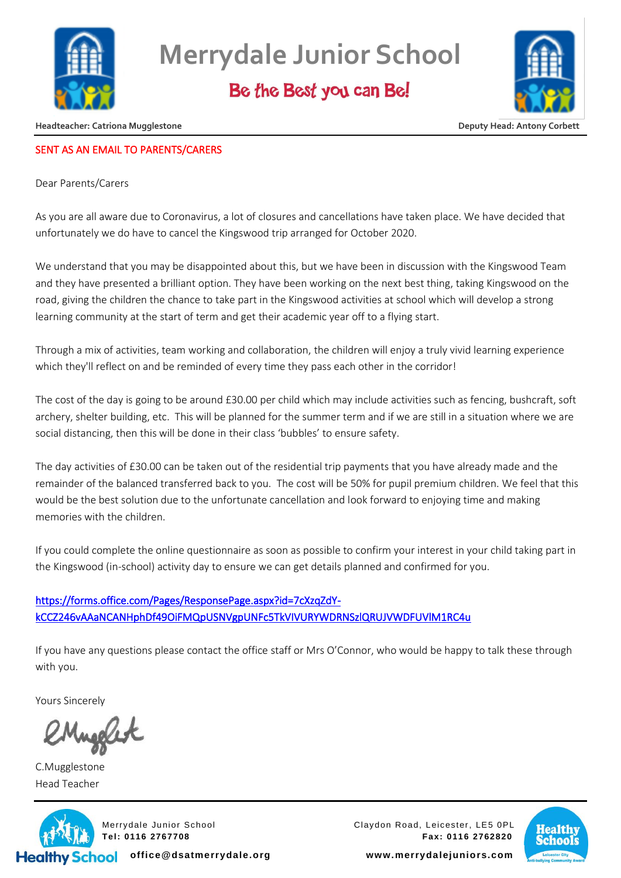# Merrydale Junior School

**Be the Best you can Be!**

**Headteacher: Catriona Mugglestone** **Deputy Head: Antony Corbett**

SENT AS AN EMAIL TO PARENTS/CARERS

Dear Parents/Carers

As you are all aware due to Coronavirus, a lot of closures and cancellations have taken place. We have decided that unfortunately we do have to cancel the Kingswood trip arranged for October 2020.

We understand that you may be disappointed about this, but we have been in discussion with the Kingswood Team and they have presented a brilliant option. They have been working on the next best thing, taking Kingswood on the road, giving the children the chance to take part in the Kingswood activities at school which will develop a strong learning community at the start of term and get their academic year off to a flying start.

Through a mix of activities, team working and collaboration, the children will enjoy a truly vivid learning experience which they'll reflect on and be reminded of every time they pass each other in the corridor!

The cost of the day is going to be around £30.00 per child which may include activities such as fencing, bushcraft, soft archery, shelter building, etc. This will be planned for the summer term and if we are still in a situation where we are social distancing, then this will be done in their class 'bubbles' to ensure safety.

The day activities of £30.00 can be taken out of the residential trip payments that you have already made and the remainder of the balanced transferred back to you. The cost will be 50% for pupil premium children. We feel that this would be the best solution due to the unfortunate cancellation and look forward to enjoying time and making memories with the children.

If you could complete the online questionnaire as soon as possible to confirm your interest in your child taking part in the Kingswood (in-school) activity day to ensure we can get details planned and confirmed for you.

https://forms.office.com/Pages/ResponsePage.aspx?id=7cXzqZdY-kCCZ246vAAaNCANHphDf49OiFMQpUSNVgpUNFc5TkVIVURYWDRNSzlQRUJVWDFUVlM1RC4u

If you have any questions please contact the office staff or Mrs O'Connor, who would be happy to talk these through with you.

Yours Sincerely

C.Mugglestone
Head Teacher

Merrydale Junior School
**Tel: 0116 2767708**
**office@dsatmerrydale.org**

Claydon Road, Leicester, LE5 0PL
**Fax: 0116 2762820**
**www.merrydalejuniors.com**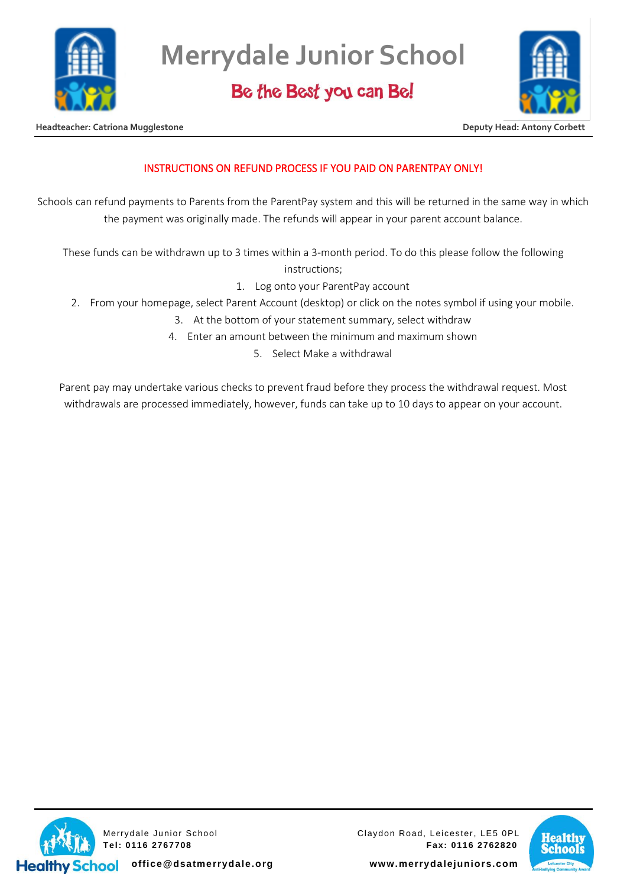# Merrydale Junior School

**Be the Best you can Be!**

**Headteacher: Catriona Mugglestone** **Deputy Head: Antony Corbett**

## INSTRUCTIONS ON REFUND PROCESS IF YOU PAID ON PARENTPAY ONLY!

Schools can refund payments to Parents from the ParentPay system and this will be returned in the same way in which the payment was originally made. The refunds will appear in your parent account balance.

These funds can be withdrawn up to 3 times within a 3-month period. To do this please follow the following instructions;

1. Log onto your ParentPay account
2. From your homepage, select Parent Account (desktop) or click on the notes symbol if using your mobile.
3. At the bottom of your statement summary, select withdraw
4. Enter an amount between the minimum and maximum shown
5. Select Make a withdrawal

Parent pay may undertake various checks to prevent fraud before they process the withdrawal request. Most withdrawals are processed immediately, however, funds can take up to 10 days to appear on your account.

Merrydale Junior School
**Tel: 0116 2767708**
**office@dsatmerrydale.org**

Claydon Road, Leicester, LE5 0PL
**Fax: 0116 2762820**
**www.merrydalejuniors.com**